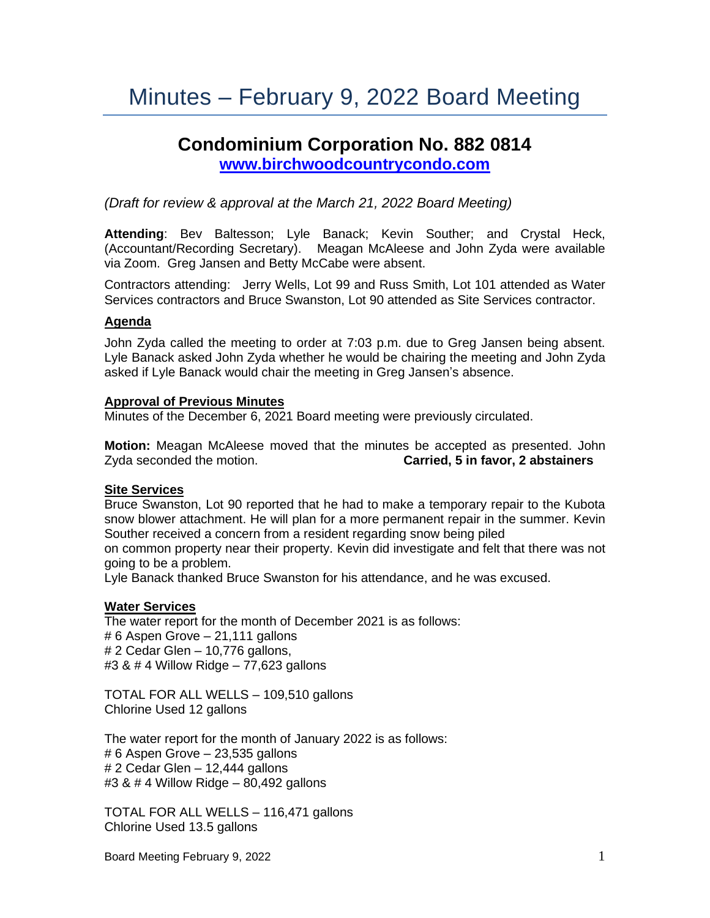# Minutes – February 9, 2022 Board Meeting

## Condominium Corporation No. 882 0814

**[www.birchwoodcountrycondo.com](http://www.birchwoodcountrycondo.com)**

*(Draft for review & approval at the March 21, 2022 Board Meeting)*

**Attending**: Bev Baltesson; Lyle Banack; Kevin Souther; and Crystal Heck, (Accountant/Recording Secretary). Meagan McAleese and John Zyda were available via Zoom. Greg Jansen and Betty McCabe were absent.

Contractors attending: Jerry Wells, Lot 99 and Russ Smith, Lot 101 attended as Water Services contractors and Bruce Swanston, Lot 90 attended as Site Services contractor.

### Agenda

John Zyda called the meeting to order at 7:03 p.m. due to Greg Jansen being absent. Lyle Banack asked John Zyda whether he would be chairing the meeting and John Zyda asked if Lyle Banack would chair the meeting in Greg Jansen's absence.

### Approval of Previous Minutes

Minutes of the December 6, 2021 Board meeting were previously circulated.

**Motion:** Meagan McAleese moved that the minutes be accepted as presented. John Zyda seconded the motion. **Carried, 5 in favor, 2 abstainers**

### Site Services

Bruce Swanston, Lot 90 reported that he had to make a temporary repair to the Kubota snow blower attachment. He will plan for a more permanent repair in the summer. Kevin Souther received a concern from a resident regarding snow being piled on common property near their property. Kevin did investigate and felt that there was not going to be a problem.

Lyle Banack thanked Bruce Swanston for his attendance, and he was excused.

### Water Services

The water report for the month of December 2021 is as follows:
# 6 Aspen Grove – 21,111 gallons
# 2 Cedar Glen – 10,776 gallons,
#3 & # 4 Willow Ridge – 77,623 gallons

TOTAL FOR ALL WELLS – 109,510 gallons
Chlorine Used 12 gallons

The water report for the month of January 2022 is as follows:
# 6 Aspen Grove – 23,535 gallons
# 2 Cedar Glen – 12,444 gallons
#3 & # 4 Willow Ridge – 80,492 gallons

TOTAL FOR ALL WELLS – 116,471 gallons
Chlorine Used 13.5 gallons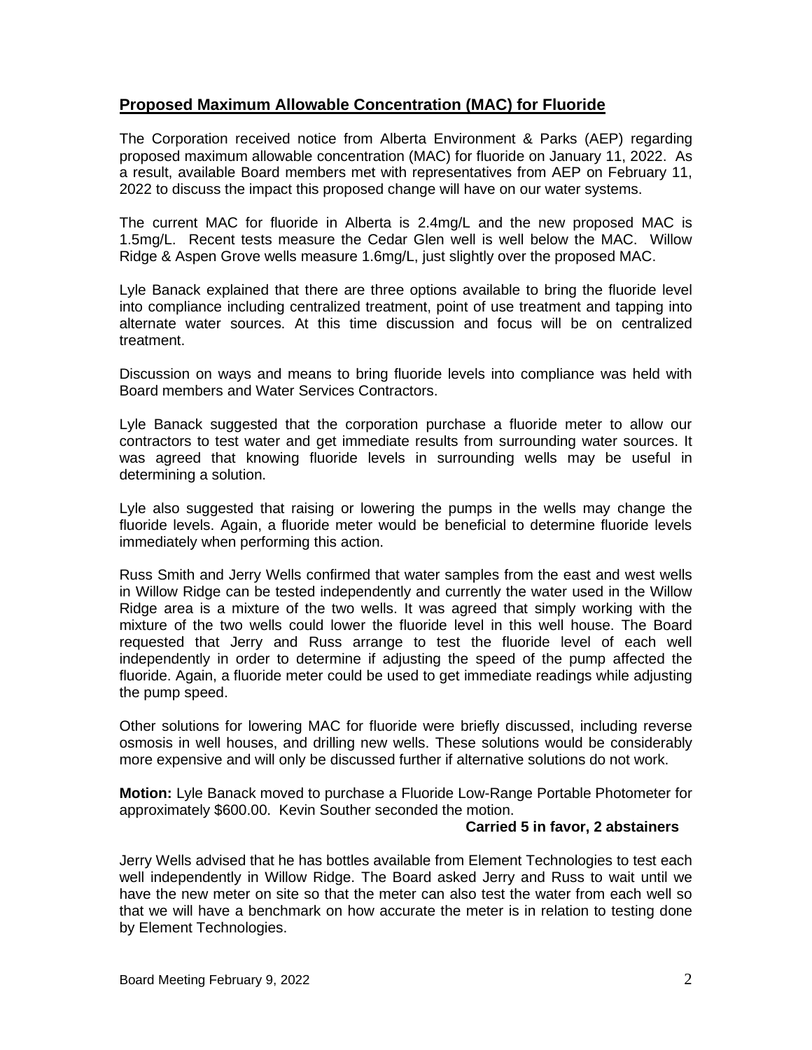## **Proposed Maximum Allowable Concentration (MAC) for Fluoride**

The Corporation received notice from Alberta Environment & Parks (AEP) regarding proposed maximum allowable concentration (MAC) for fluoride on January 11, 2022. As a result, available Board members met with representatives from AEP on February 11, 2022 to discuss the impact this proposed change will have on our water systems.

The current MAC for fluoride in Alberta is 2.4mg/L and the new proposed MAC is 1.5mg/L. Recent tests measure the Cedar Glen well is well below the MAC. Willow Ridge & Aspen Grove wells measure 1.6mg/L, just slightly over the proposed MAC.

Lyle Banack explained that there are three options available to bring the fluoride level into compliance including centralized treatment, point of use treatment and tapping into alternate water sources. At this time discussion and focus will be on centralized treatment.

Discussion on ways and means to bring fluoride levels into compliance was held with Board members and Water Services Contractors.

Lyle Banack suggested that the corporation purchase a fluoride meter to allow our contractors to test water and get immediate results from surrounding water sources. It was agreed that knowing fluoride levels in surrounding wells may be useful in determining a solution.

Lyle also suggested that raising or lowering the pumps in the wells may change the fluoride levels. Again, a fluoride meter would be beneficial to determine fluoride levels immediately when performing this action.

Russ Smith and Jerry Wells confirmed that water samples from the east and west wells in Willow Ridge can be tested independently and currently the water used in the Willow Ridge area is a mixture of the two wells. It was agreed that simply working with the mixture of the two wells could lower the fluoride level in this well house. The Board requested that Jerry and Russ arrange to test the fluoride level of each well independently in order to determine if adjusting the speed of the pump affected the fluoride. Again, a fluoride meter could be used to get immediate readings while adjusting the pump speed.

Other solutions for lowering MAC for fluoride were briefly discussed, including reverse osmosis in well houses, and drilling new wells. These solutions would be considerably more expensive and will only be discussed further if alternative solutions do not work.

**Motion:** Lyle Banack moved to purchase a Fluoride Low-Range Portable Photometer for approximately $600.00. Kevin Souther seconded the motion.

**Carried 5 in favor, 2 abstainers**

Jerry Wells advised that he has bottles available from Element Technologies to test each well independently in Willow Ridge. The Board asked Jerry and Russ to wait until we have the new meter on site so that the meter can also test the water from each well so that we will have a benchmark on how accurate the meter is in relation to testing done by Element Technologies.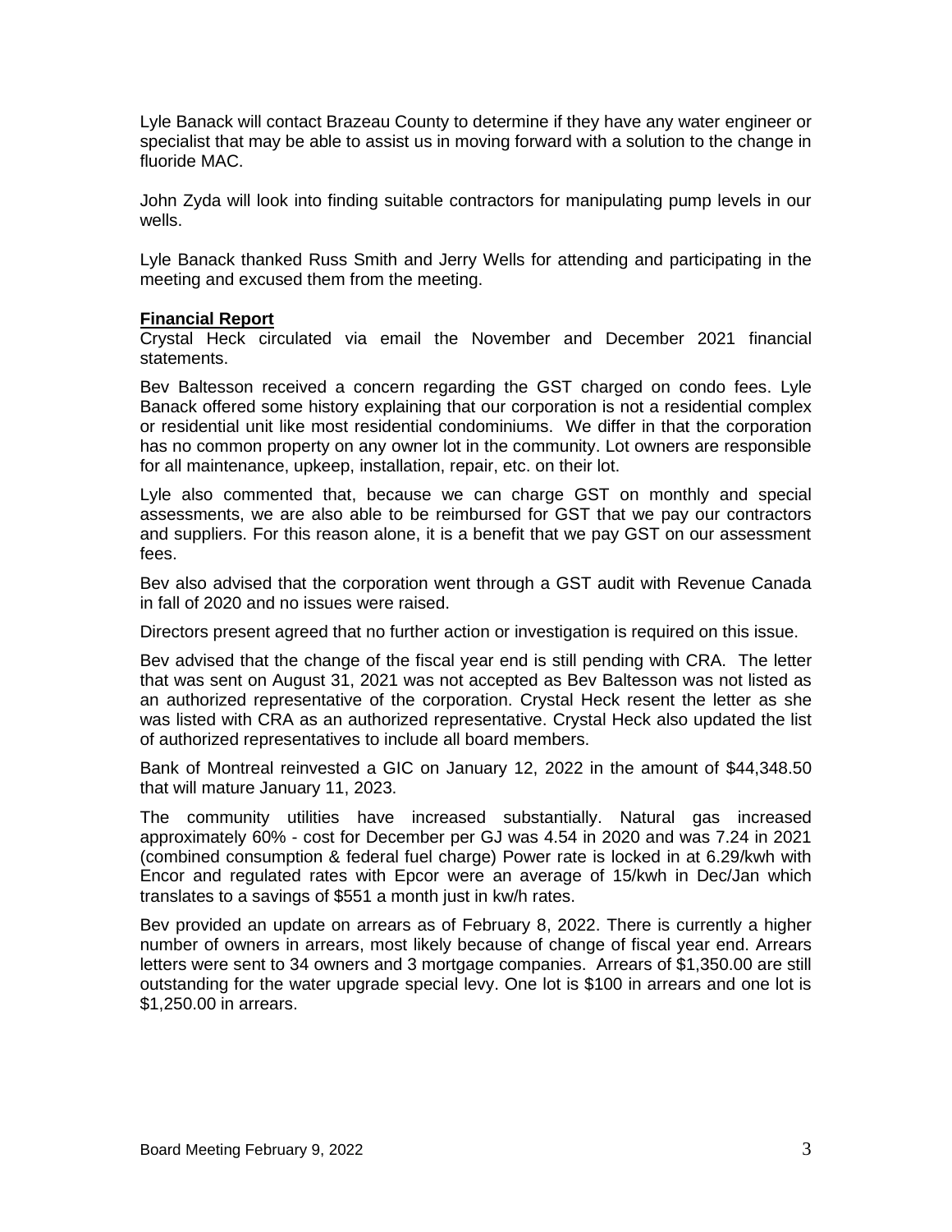Lyle Banack will contact Brazeau County to determine if they have any water engineer or specialist that may be able to assist us in moving forward with a solution to the change in fluoride MAC.

John Zyda will look into finding suitable contractors for manipulating pump levels in our wells.

Lyle Banack thanked Russ Smith and Jerry Wells for attending and participating in the meeting and excused them from the meeting.

**Financial Report**

Crystal Heck circulated via email the November and December 2021 financial statements.

Bev Baltesson received a concern regarding the GST charged on condo fees. Lyle Banack offered some history explaining that our corporation is not a residential complex or residential unit like most residential condominiums. We differ in that the corporation has no common property on any owner lot in the community. Lot owners are responsible for all maintenance, upkeep, installation, repair, etc. on their lot.

Lyle also commented that, because we can charge GST on monthly and special assessments, we are also able to be reimbursed for GST that we pay our contractors and suppliers. For this reason alone, it is a benefit that we pay GST on our assessment fees.

Bev also advised that the corporation went through a GST audit with Revenue Canada in fall of 2020 and no issues were raised.

Directors present agreed that no further action or investigation is required on this issue.

Bev advised that the change of the fiscal year end is still pending with CRA. The letter that was sent on August 31, 2021 was not accepted as Bev Baltesson was not listed as an authorized representative of the corporation. Crystal Heck resent the letter as she was listed with CRA as an authorized representative. Crystal Heck also updated the list of authorized representatives to include all board members.

Bank of Montreal reinvested a GIC on January 12, 2022 in the amount of $44,348.50 that will mature January 11, 2023.

The community utilities have increased substantially. Natural gas increased approximately 60% - cost for December per GJ was 4.54 in 2020 and was 7.24 in 2021 (combined consumption & federal fuel charge) Power rate is locked in at 6.29/kwh with Encor and regulated rates with Epcor were an average of 15/kwh in Dec/Jan which translates to a savings of $551 a month just in kw/h rates.

Bev provided an update on arrears as of February 8, 2022. There is currently a higher number of owners in arrears, most likely because of change of fiscal year end. Arrears letters were sent to 34 owners and 3 mortgage companies. Arrears of $1,350.00 are still outstanding for the water upgrade special levy. One lot is $100 in arrears and one lot is $1,250.00 in arrears.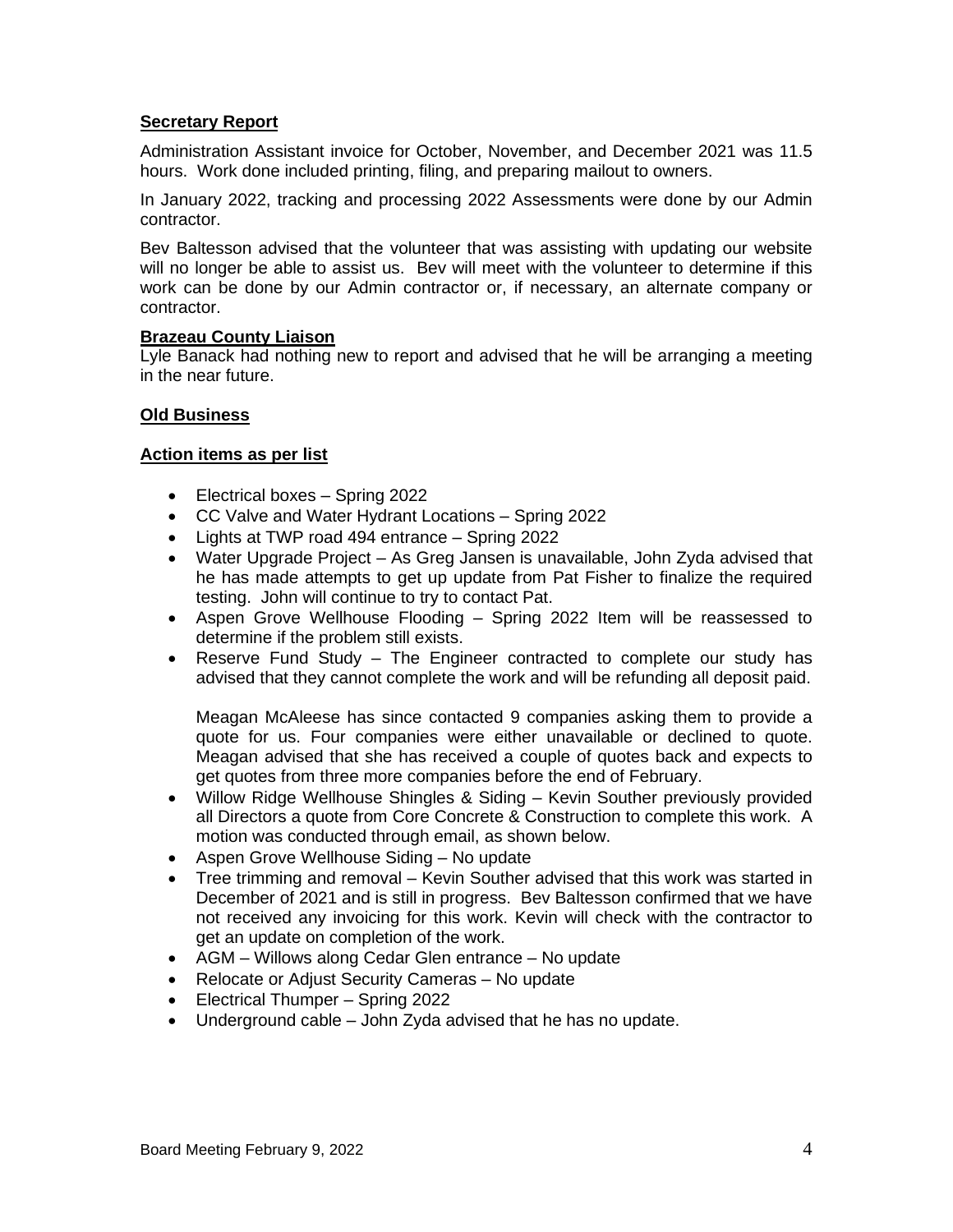**Secretary Report**

Administration Assistant invoice for October, November, and December 2021 was 11.5 hours. Work done included printing, filing, and preparing mailout to owners.

In January 2022, tracking and processing 2022 Assessments were done by our Admin contractor.

Bev Baltesson advised that the volunteer that was assisting with updating our website will no longer be able to assist us. Bev will meet with the volunteer to determine if this work can be done by our Admin contractor or, if necessary, an alternate company or contractor.

**Brazeau County Liaison**

Lyle Banack had nothing new to report and advised that he will be arranging a meeting in the near future.

**Old Business**

**Action items as per list**

- Electrical boxes – Spring 2022
- CC Valve and Water Hydrant Locations – Spring 2022
- Lights at TWP road 494 entrance – Spring 2022
- Water Upgrade Project – As Greg Jansen is unavailable, John Zyda advised that he has made attempts to get up update from Pat Fisher to finalize the required testing. John will continue to try to contact Pat.
- Aspen Grove Wellhouse Flooding – Spring 2022 Item will be reassessed to determine if the problem still exists.
- Reserve Fund Study – The Engineer contracted to complete our study has advised that they cannot complete the work and will be refunding all deposit paid.

  Meagan McAleese has since contacted 9 companies asking them to provide a quote for us. Four companies were either unavailable or declined to quote. Meagan advised that she has received a couple of quotes back and expects to get quotes from three more companies before the end of February.
- Willow Ridge Wellhouse Shingles & Siding – Kevin Souther previously provided all Directors a quote from Core Concrete & Construction to complete this work. A motion was conducted through email, as shown below.
- Aspen Grove Wellhouse Siding – No update
- Tree trimming and removal – Kevin Souther advised that this work was started in December of 2021 and is still in progress. Bev Baltesson confirmed that we have not received any invoicing for this work. Kevin will check with the contractor to get an update on completion of the work.
- AGM – Willows along Cedar Glen entrance – No update
- Relocate or Adjust Security Cameras – No update
- Electrical Thumper – Spring 2022
- Underground cable – John Zyda advised that he has no update.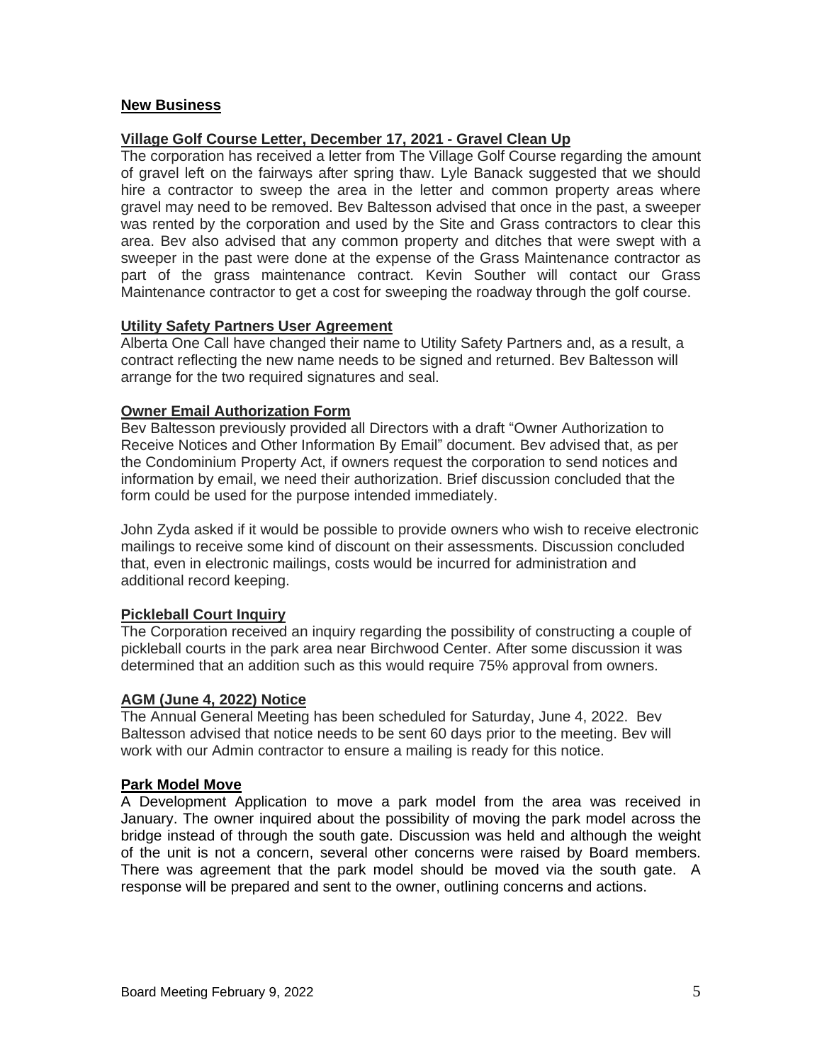## New Business

### Village Golf Course Letter, December 17, 2021 - Gravel Clean Up

The corporation has received a letter from The Village Golf Course regarding the amount of gravel left on the fairways after spring thaw. Lyle Banack suggested that we should hire a contractor to sweep the area in the letter and common property areas where gravel may need to be removed. Bev Baltesson advised that once in the past, a sweeper was rented by the corporation and used by the Site and Grass contractors to clear this area. Bev also advised that any common property and ditches that were swept with a sweeper in the past were done at the expense of the Grass Maintenance contractor as part of the grass maintenance contract. Kevin Souther will contact our Grass Maintenance contractor to get a cost for sweeping the roadway through the golf course.

### Utility Safety Partners User Agreement

Alberta One Call have changed their name to Utility Safety Partners and, as a result, a contract reflecting the new name needs to be signed and returned. Bev Baltesson will arrange for the two required signatures and seal.

### Owner Email Authorization Form

Bev Baltesson previously provided all Directors with a draft "Owner Authorization to Receive Notices and Other Information By Email" document. Bev advised that, as per the Condominium Property Act, if owners request the corporation to send notices and information by email, we need their authorization. Brief discussion concluded that the form could be used for the purpose intended immediately.

John Zyda asked if it would be possible to provide owners who wish to receive electronic mailings to receive some kind of discount on their assessments. Discussion concluded that, even in electronic mailings, costs would be incurred for administration and additional record keeping.

### Pickleball Court Inquiry

The Corporation received an inquiry regarding the possibility of constructing a couple of pickleball courts in the park area near Birchwood Center. After some discussion it was determined that an addition such as this would require 75% approval from owners.

### AGM (June 4, 2022) Notice

The Annual General Meeting has been scheduled for Saturday, June 4, 2022. Bev Baltesson advised that notice needs to be sent 60 days prior to the meeting. Bev will work with our Admin contractor to ensure a mailing is ready for this notice.

### Park Model Move

A Development Application to move a park model from the area was received in January. The owner inquired about the possibility of moving the park model across the bridge instead of through the south gate. Discussion was held and although the weight of the unit is not a concern, several other concerns were raised by Board members. There was agreement that the park model should be moved via the south gate. A response will be prepared and sent to the owner, outlining concerns and actions.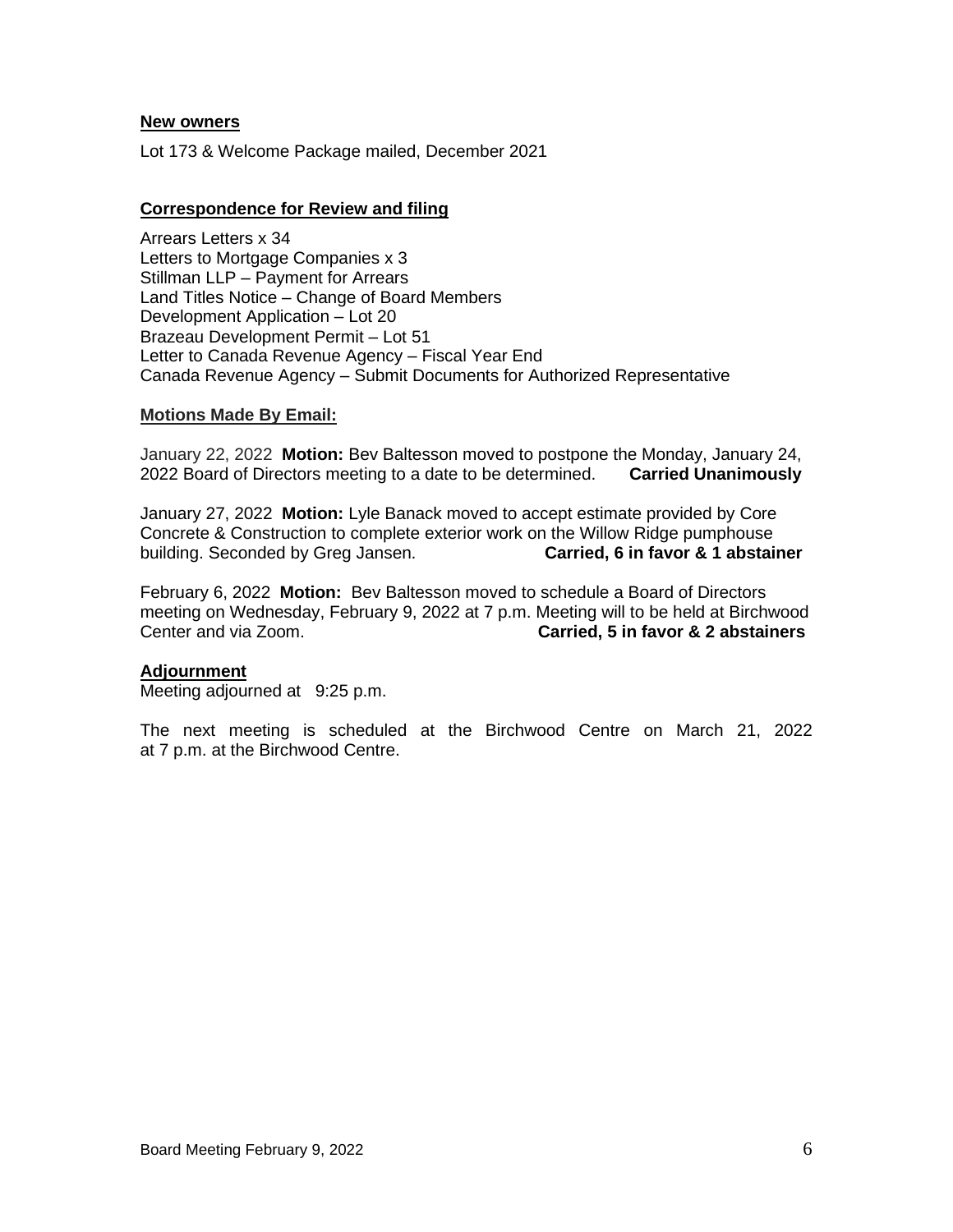**New owners**

Lot 173 & Welcome Package mailed, December 2021

**Correspondence for Review and filing**

Arrears Letters x 34
Letters to Mortgage Companies x 3
Stillman LLP – Payment for Arrears
Land Titles Notice – Change of Board Members
Development Application – Lot 20
Brazeau Development Permit – Lot 51
Letter to Canada Revenue Agency – Fiscal Year End
Canada Revenue Agency – Submit Documents for Authorized Representative

**Motions Made By Email:**

January 22, 2022 **Motion:** Bev Baltesson moved to postpone the Monday, January 24, 2022 Board of Directors meeting to a date to be determined. **Carried Unanimously**

January 27, 2022 **Motion:** Lyle Banack moved to accept estimate provided by Core Concrete & Construction to complete exterior work on the Willow Ridge pumphouse building. Seconded by Greg Jansen. **Carried, 6 in favor & 1 abstainer**

February 6, 2022 **Motion:** Bev Baltesson moved to schedule a Board of Directors meeting on Wednesday, February 9, 2022 at 7 p.m. Meeting will to be held at Birchwood Center and via Zoom. **Carried, 5 in favor & 2 abstainers**

**Adjournment**

Meeting adjourned at 9:25 p.m.

The next meeting is scheduled at the Birchwood Centre on March 21, 2022 at 7 p.m. at the Birchwood Centre.